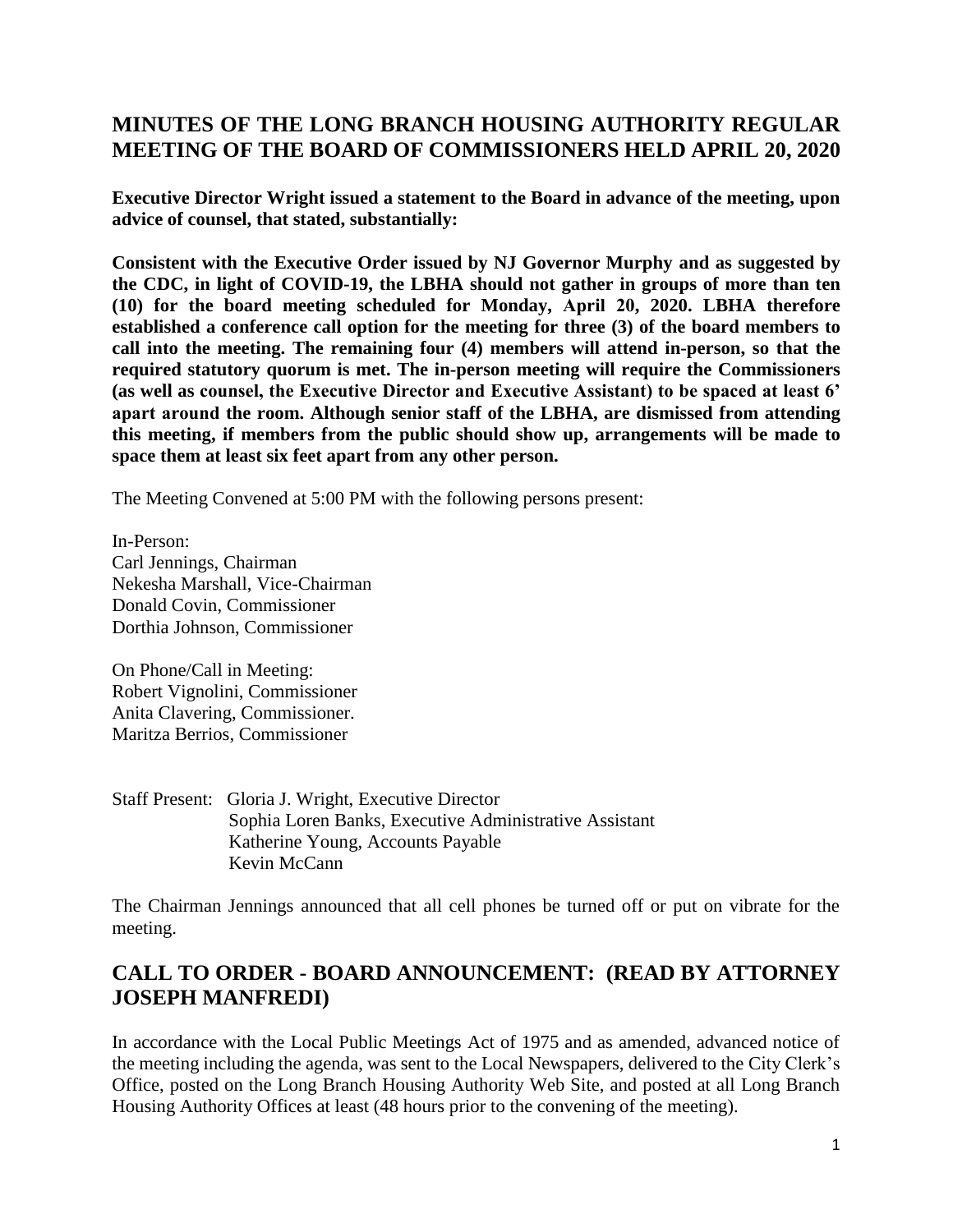# MINUTES OF THE LONG BRANCH HOUSING AUTHORITY REGULAR MEETING OF THE BOARD OF COMMISSIONERS HELD APRIL 20, 2020

**Executive Director Wright issued a statement to the Board in advance of the meeting, upon advice of counsel, that stated, substantially:**

**Consistent with the Executive Order issued by NJ Governor Murphy and as suggested by the CDC, in light of COVID-19, the LBHA should not gather in groups of more than ten (10) for the board meeting scheduled for Monday, April 20, 2020. LBHA therefore established a conference call option for the meeting for three (3) of the board members to call into the meeting. The remaining four (4) members will attend in-person, so that the required statutory quorum is met. The in-person meeting will require the Commissioners (as well as counsel, the Executive Director and Executive Assistant) to be spaced at least 6' apart around the room. Although senior staff of the LBHA, are dismissed from attending this meeting, if members from the public should show up, arrangements will be made to space them at least six feet apart from any other person.**

The Meeting Convened at 5:00 PM with the following persons present:

In-Person:
Carl Jennings, Chairman
Nekesha Marshall, Vice-Chairman
Donald Covin, Commissioner
Dorthia Johnson, Commissioner

On Phone/Call in Meeting:
Robert Vignolini, Commissioner
Anita Clavering, Commissioner.
Maritza Berrios, Commissioner

Staff Present: Gloria J. Wright, Executive Director
Sophia Loren Banks, Executive Administrative Assistant
Katherine Young, Accounts Payable
Kevin McCann

The Chairman Jennings announced that all cell phones be turned off or put on vibrate for the meeting.

## CALL TO ORDER - BOARD ANNOUNCEMENT: (READ BY ATTORNEY JOSEPH MANFREDI)

In accordance with the Local Public Meetings Act of 1975 and as amended, advanced notice of the meeting including the agenda, was sent to the Local Newspapers, delivered to the City Clerk's Office, posted on the Long Branch Housing Authority Web Site, and posted at all Long Branch Housing Authority Offices at least (48 hours prior to the convening of the meeting).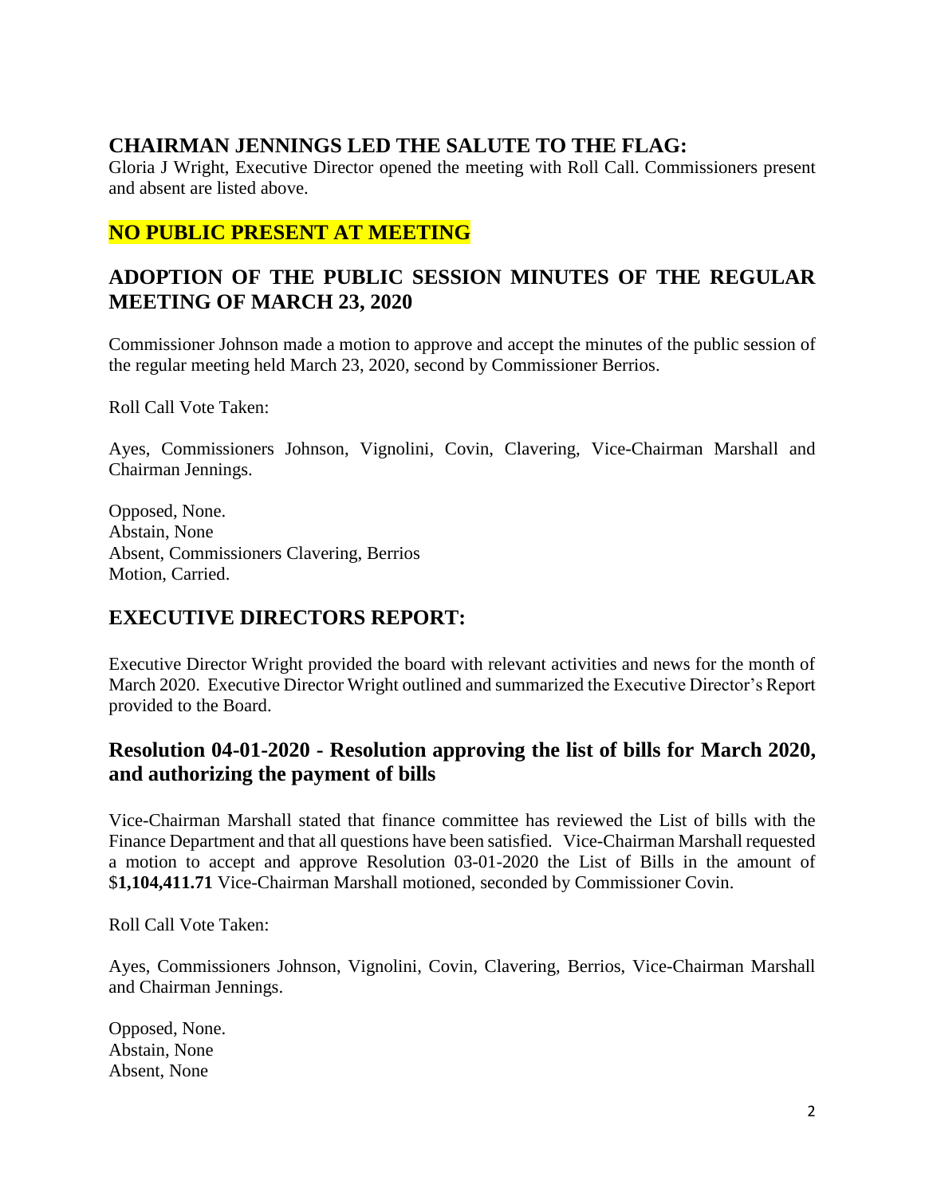## CHAIRMAN JENNINGS LED THE SALUTE TO THE FLAG:

Gloria J Wright, Executive Director opened the meeting with Roll Call. Commissioners present and absent are listed above.

## NO PUBLIC PRESENT AT MEETING

## ADOPTION OF THE PUBLIC SESSION MINUTES OF THE REGULAR MEETING OF MARCH 23, 2020

Commissioner Johnson made a motion to approve and accept the minutes of the public session of the regular meeting held March 23, 2020, second by Commissioner Berrios.

Roll Call Vote Taken:

Ayes, Commissioners Johnson, Vignolini, Covin, Clavering, Vice-Chairman Marshall and Chairman Jennings.

Opposed, None.
Abstain, None
Absent, Commissioners Clavering, Berrios
Motion, Carried.

## EXECUTIVE DIRECTORS REPORT:

Executive Director Wright provided the board with relevant activities and news for the month of March 2020. Executive Director Wright outlined and summarized the Executive Director's Report provided to the Board.

## Resolution 04-01-2020 - Resolution approving the list of bills for March 2020, and authorizing the payment of bills

Vice-Chairman Marshall stated that finance committee has reviewed the List of bills with the Finance Department and that all questions have been satisfied. Vice-Chairman Marshall requested a motion to accept and approve Resolution 03-01-2020 the List of Bills in the amount of $**1,104,411.71** Vice-Chairman Marshall motioned, seconded by Commissioner Covin.

Roll Call Vote Taken:

Ayes, Commissioners Johnson, Vignolini, Covin, Clavering, Berrios, Vice-Chairman Marshall and Chairman Jennings.

Opposed, None.
Abstain, None
Absent, None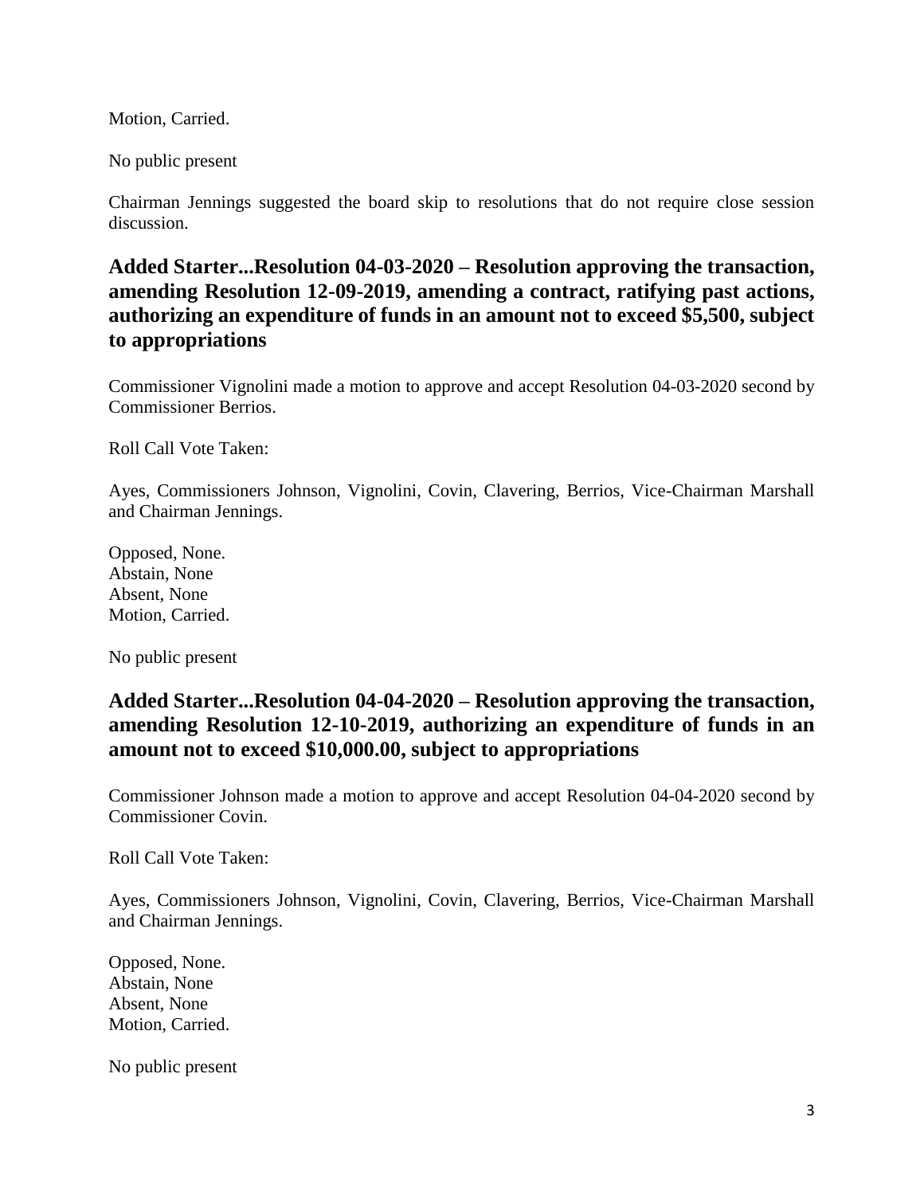Motion, Carried.

No public present

Chairman Jennings suggested the board skip to resolutions that do not require close session discussion.

## Added Starter...Resolution 04-03-2020 – Resolution approving the transaction, amending Resolution 12-09-2019, amending a contract, ratifying past actions, authorizing an expenditure of funds in an amount not to exceed $5,500, subject to appropriations

Commissioner Vignolini made a motion to approve and accept Resolution 04-03-2020 second by Commissioner Berrios.

Roll Call Vote Taken:

Ayes, Commissioners Johnson, Vignolini, Covin, Clavering, Berrios, Vice-Chairman Marshall and Chairman Jennings.

Opposed, None.  
Abstain, None  
Absent, None  
Motion, Carried.

No public present

## Added Starter...Resolution 04-04-2020 – Resolution approving the transaction, amending Resolution 12-10-2019, authorizing an expenditure of funds in an amount not to exceed $10,000.00, subject to appropriations

Commissioner Johnson made a motion to approve and accept Resolution 04-04-2020 second by Commissioner Covin.

Roll Call Vote Taken:

Ayes, Commissioners Johnson, Vignolini, Covin, Clavering, Berrios, Vice-Chairman Marshall and Chairman Jennings.

Opposed, None.  
Abstain, None  
Absent, None  
Motion, Carried.

No public present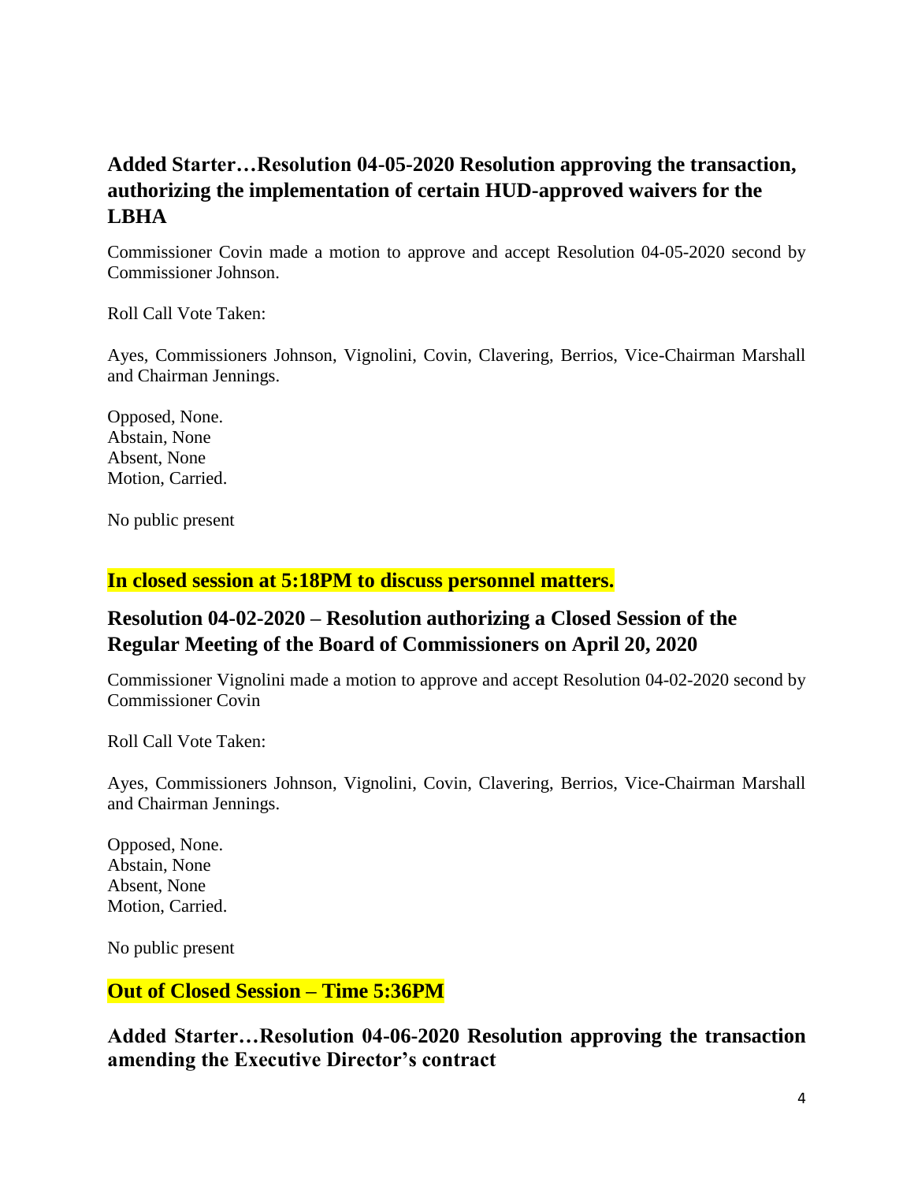## Added Starter…Resolution 04-05-2020 Resolution approving the transaction, authorizing the implementation of certain HUD-approved waivers for the LBHA

Commissioner Covin made a motion to approve and accept Resolution 04-05-2020 second by Commissioner Johnson.

Roll Call Vote Taken:

Ayes, Commissioners Johnson, Vignolini, Covin, Clavering, Berrios, Vice-Chairman Marshall and Chairman Jennings.

Opposed, None.
Abstain, None
Absent, None
Motion, Carried.

No public present

### In closed session at 5:18PM to discuss personnel matters.

## Resolution 04-02-2020 – Resolution authorizing a Closed Session of the Regular Meeting of the Board of Commissioners on April 20, 2020

Commissioner Vignolini made a motion to approve and accept Resolution 04-02-2020 second by Commissioner Covin

Roll Call Vote Taken:

Ayes, Commissioners Johnson, Vignolini, Covin, Clavering, Berrios, Vice-Chairman Marshall and Chairman Jennings.

Opposed, None.
Abstain, None
Absent, None
Motion, Carried.

No public present

### Out of Closed Session – Time 5:36PM

## Added Starter…Resolution 04-06-2020 Resolution approving the transaction amending the Executive Director's contract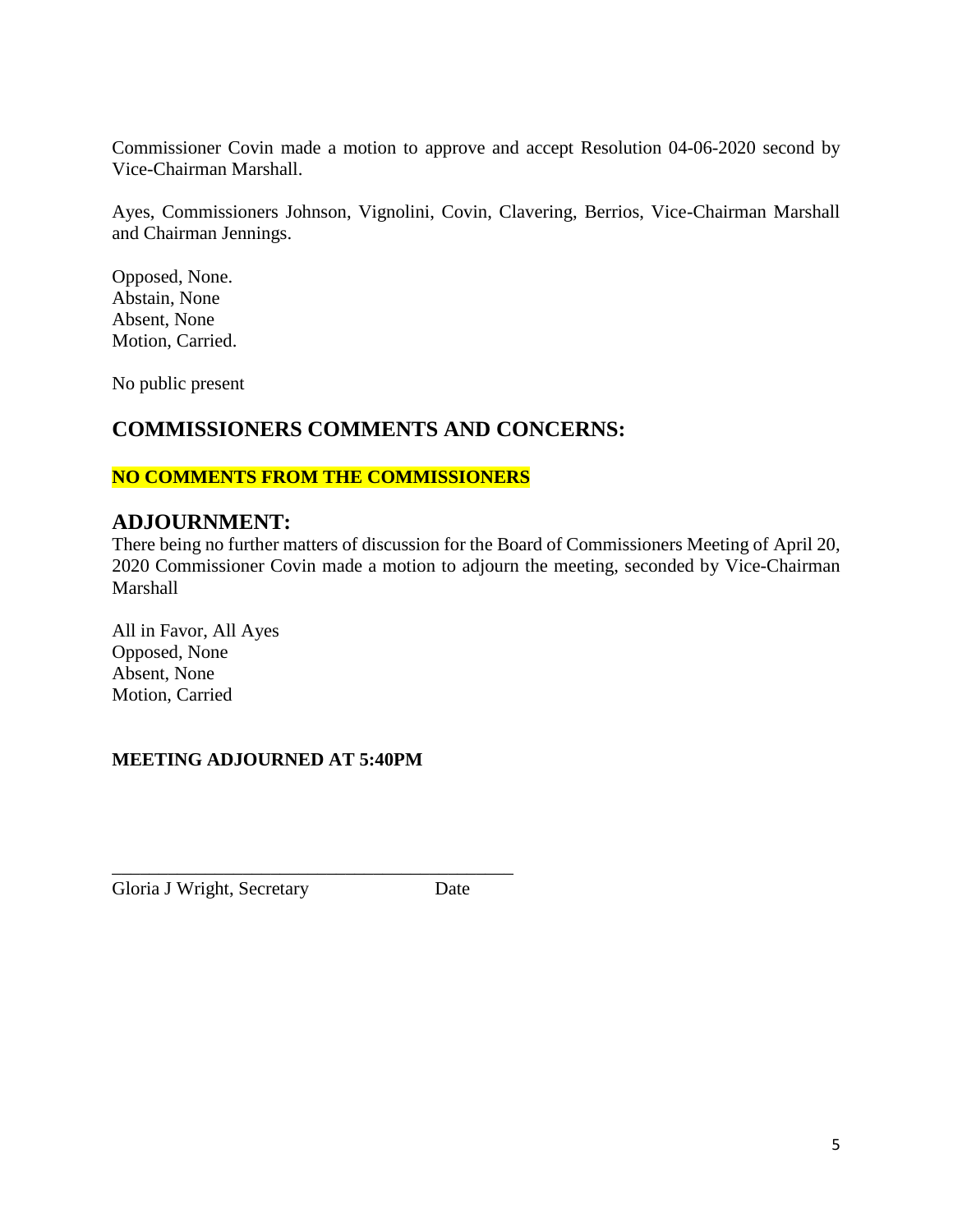Commissioner Covin made a motion to approve and accept Resolution 04-06-2020 second by Vice-Chairman Marshall.

Ayes, Commissioners Johnson, Vignolini, Covin, Clavering, Berrios, Vice-Chairman Marshall and Chairman Jennings.

Opposed, None.
Abstain, None
Absent, None
Motion, Carried.

No public present

## COMMISSIONERS COMMENTS AND CONCERNS:

**NO COMMENTS FROM THE COMMISSIONERS**

## ADJOURNMENT:

There being no further matters of discussion for the Board of Commissioners Meeting of April 20, 2020 Commissioner Covin made a motion to adjourn the meeting, seconded by Vice-Chairman Marshall

All in Favor, All Ayes
Opposed, None
Absent, None
Motion, Carried

**MEETING ADJOURNED AT 5:40PM**

\_\_\_\_\_\_\_\_\_\_\_\_\_\_\_\_\_\_\_\_\_\_\_\_\_\_\_\_\_\_\_\_\_\_\_\_\_\_\_\_\_\_\_\_

Gloria J Wright, Secretary Date